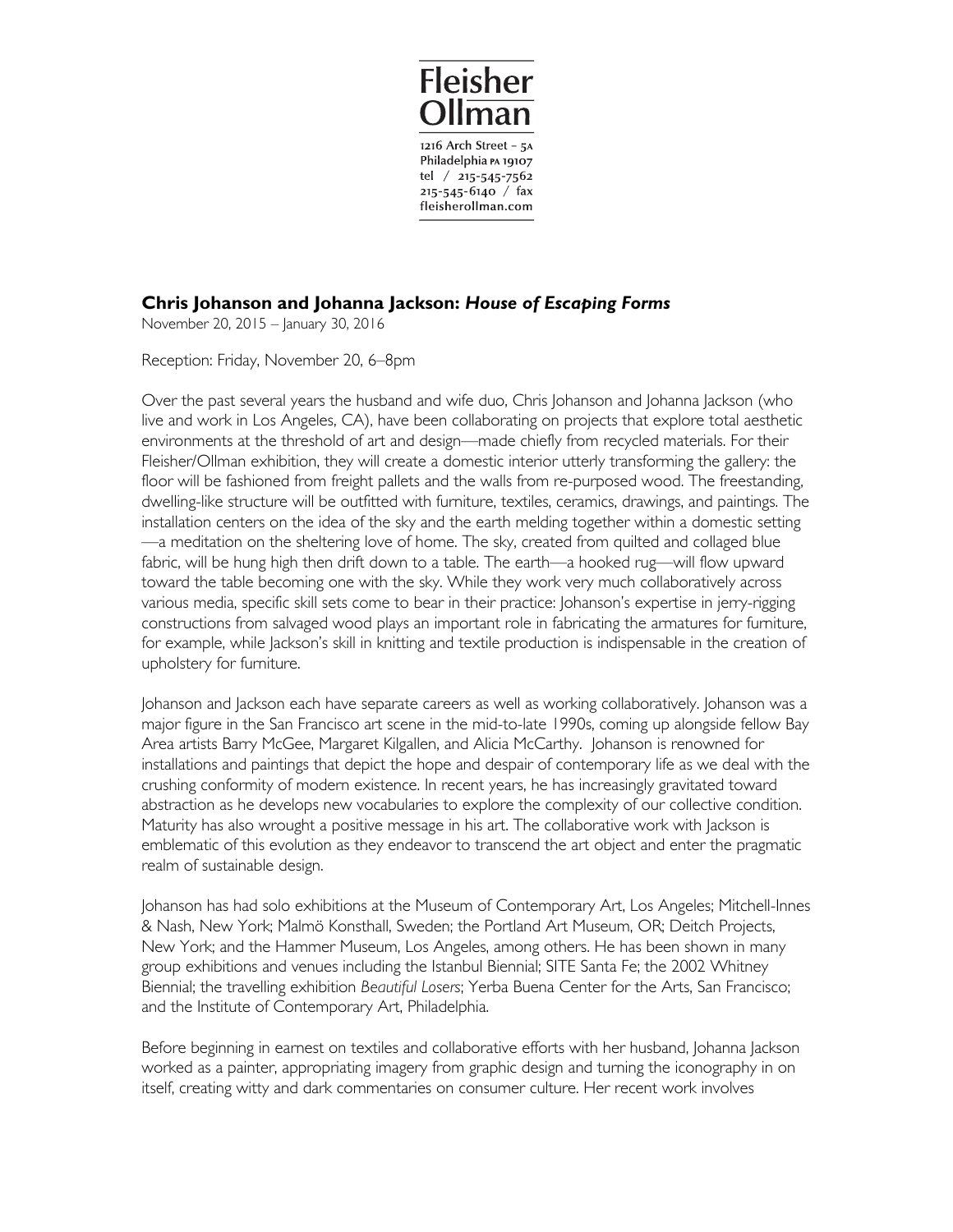# Fleisher Ollman

1216 Arch Street – 5A
Philadelphia PA 19107
tel / 215-545-7562
215-545-6140 / fax
fleisherollman.com

**Chris Johanson and Johanna Jackson: *House of Escaping Forms***
November 20, 2015 – January 30, 2016

Reception: Friday, November 20, 6–8pm

Over the past several years the husband and wife duo, Chris Johanson and Johanna Jackson (who live and work in Los Angeles, CA), have been collaborating on projects that explore total aesthetic environments at the threshold of art and design—made chiefly from recycled materials. For their Fleisher/Ollman exhibition, they will create a domestic interior utterly transforming the gallery: the floor will be fashioned from freight pallets and the walls from re-purposed wood. The freestanding, dwelling-like structure will be outfitted with furniture, textiles, ceramics, drawings, and paintings. The installation centers on the idea of the sky and the earth melding together within a domestic setting—a meditation on the sheltering love of home. The sky, created from quilted and collaged blue fabric, will be hung high then drift down to a table. The earth—a hooked rug—will flow upward toward the table becoming one with the sky. While they work very much collaboratively across various media, specific skill sets come to bear in their practice: Johanson's expertise in jerry-rigging constructions from salvaged wood plays an important role in fabricating the armatures for furniture, for example, while Jackson's skill in knitting and textile production is indispensable in the creation of upholstery for furniture.

Johanson and Jackson each have separate careers as well as working collaboratively. Johanson was a major figure in the San Francisco art scene in the mid-to-late 1990s, coming up alongside fellow Bay Area artists Barry McGee, Margaret Kilgallen, and Alicia McCarthy. Johanson is renowned for installations and paintings that depict the hope and despair of contemporary life as we deal with the crushing conformity of modern existence. In recent years, he has increasingly gravitated toward abstraction as he develops new vocabularies to explore the complexity of our collective condition. Maturity has also wrought a positive message in his art. The collaborative work with Jackson is emblematic of this evolution as they endeavor to transcend the art object and enter the pragmatic realm of sustainable design.

Johanson has had solo exhibitions at the Museum of Contemporary Art, Los Angeles; Mitchell-Innes & Nash, New York; Malmö Konsthall, Sweden; the Portland Art Museum, OR; Deitch Projects, New York; and the Hammer Museum, Los Angeles, among others. He has been shown in many group exhibitions and venues including the Istanbul Biennial; SITE Santa Fe; the 2002 Whitney Biennial; the travelling exhibition *Beautiful Losers*; Yerba Buena Center for the Arts, San Francisco; and the Institute of Contemporary Art, Philadelphia.

Before beginning in earnest on textiles and collaborative efforts with her husband, Johanna Jackson worked as a painter, appropriating imagery from graphic design and turning the iconography in on itself, creating witty and dark commentaries on consumer culture. Her recent work involves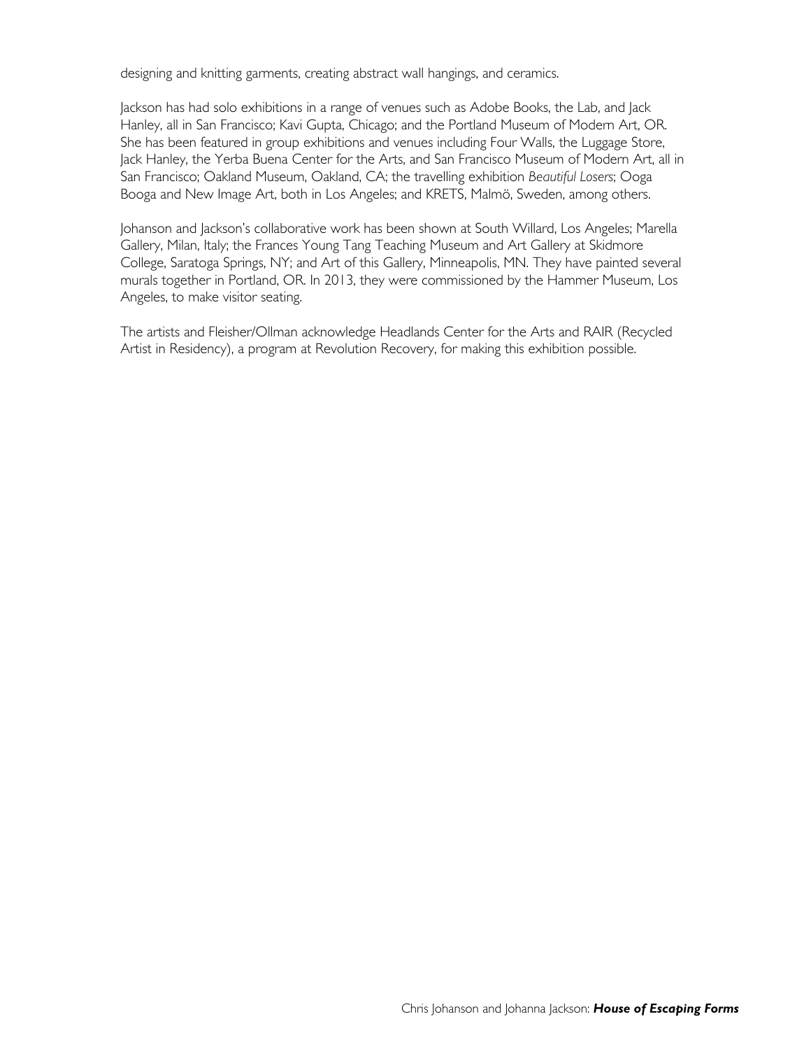designing and knitting garments, creating abstract wall hangings, and ceramics.

Jackson has had solo exhibitions in a range of venues such as Adobe Books, the Lab, and Jack Hanley, all in San Francisco; Kavi Gupta, Chicago; and the Portland Museum of Modern Art, OR. She has been featured in group exhibitions and venues including Four Walls, the Luggage Store, Jack Hanley, the Yerba Buena Center for the Arts, and San Francisco Museum of Modern Art, all in San Francisco; Oakland Museum, Oakland, CA; the travelling exhibition *Beautiful Losers*; Ooga Booga and New Image Art, both in Los Angeles; and KRETS, Malmö, Sweden, among others.

Johanson and Jackson's collaborative work has been shown at South Willard, Los Angeles; Marella Gallery, Milan, Italy; the Frances Young Tang Teaching Museum and Art Gallery at Skidmore College, Saratoga Springs, NY; and Art of this Gallery, Minneapolis, MN. They have painted several murals together in Portland, OR. In 2013, they were commissioned by the Hammer Museum, Los Angeles, to make visitor seating.

The artists and Fleisher/Ollman acknowledge Headlands Center for the Arts and RAIR (Recycled Artist in Residency), a program at Revolution Recovery, for making this exhibition possible.